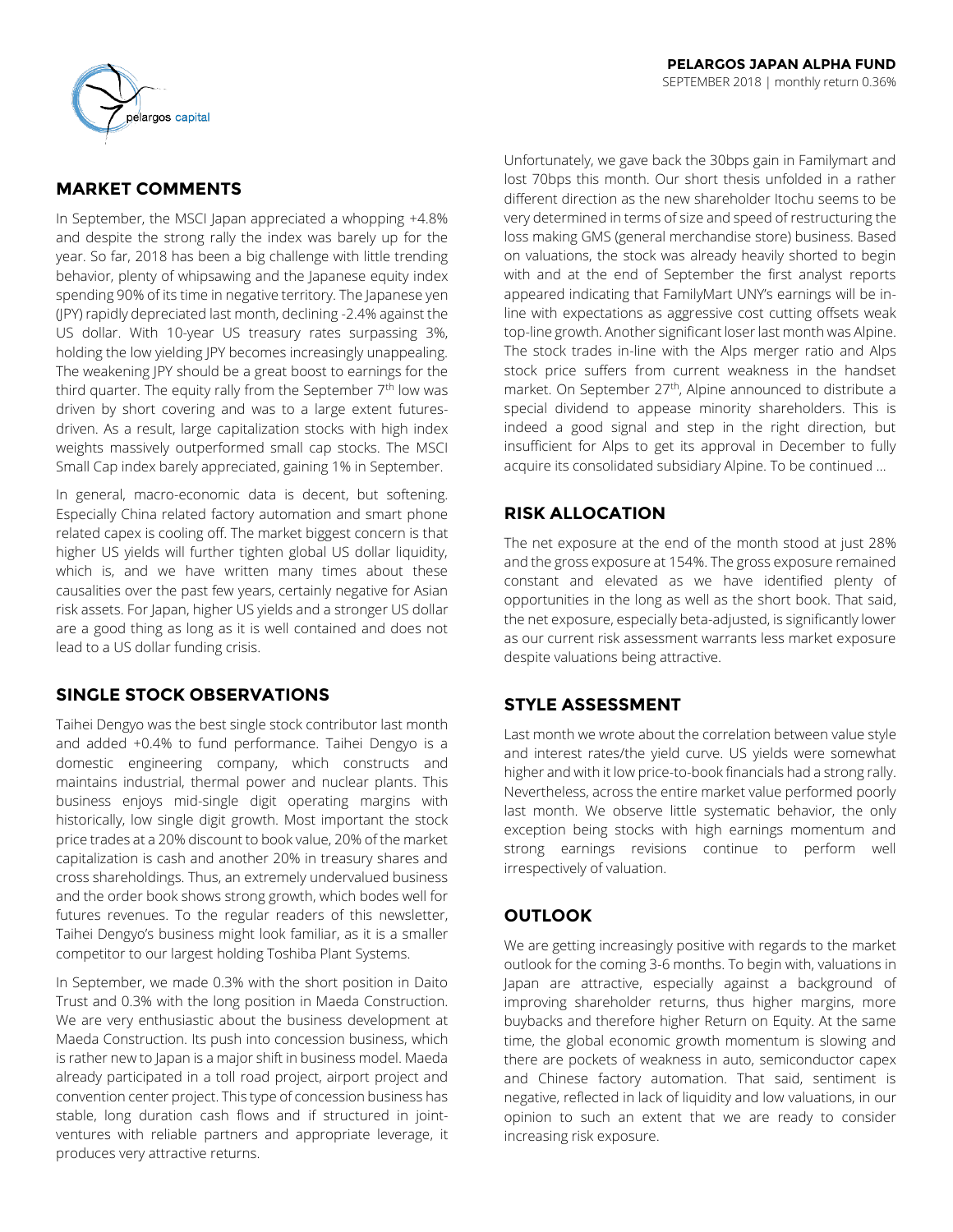**PELARGOS JAPAN ALPHA FUND**

SEPTEMBER 2018 | monthly return 0.36%

## MARKET COMMENTS

In September, the MSCI Japan appreciated a whopping +4.8% and despite the strong rally the index was barely up for the year. So far, 2018 has been a big challenge with little trending behavior, plenty of whipsawing and the Japanese equity index spending 90% of its time in negative territory. The Japanese yen (JPY) rapidly depreciated last month, declining -2.4% against the US dollar. With 10-year US treasury rates surpassing 3%, holding the low yielding JPY becomes increasingly unappealing. The weakening JPY should be a great boost to earnings for the third quarter. The equity rally from the September 7th low was driven by short covering and was to a large extent futures-driven. As a result, large capitalization stocks with high index weights massively outperformed small cap stocks. The MSCI Small Cap index barely appreciated, gaining 1% in September.

In general, macro-economic data is decent, but softening. Especially China related factory automation and smart phone related capex is cooling off. The market biggest concern is that higher US yields will further tighten global US dollar liquidity, which is, and we have written many times about these causalities over the past few years, certainly negative for Asian risk assets. For Japan, higher US yields and a stronger US dollar are a good thing as long as it is well contained and does not lead to a US dollar funding crisis.

## SINGLE STOCK OBSERVATIONS

Taihei Dengyo was the best single stock contributor last month and added +0.4% to fund performance. Taihei Dengyo is a domestic engineering company, which constructs and maintains industrial, thermal power and nuclear plants. This business enjoys mid-single digit operating margins with historically, low single digit growth. Most important the stock price trades at a 20% discount to book value, 20% of the market capitalization is cash and another 20% in treasury shares and cross shareholdings. Thus, an extremely undervalued business and the order book shows strong growth, which bodes well for futures revenues. To the regular readers of this newsletter, Taihei Dengyo's business might look familiar, as it is a smaller competitor to our largest holding Toshiba Plant Systems.

In September, we made 0.3% with the short position in Daito Trust and 0.3% with the long position in Maeda Construction. We are very enthusiastic about the business development at Maeda Construction. Its push into concession business, which is rather new to Japan is a major shift in business model. Maeda already participated in a toll road project, airport project and convention center project. This type of concession business has stable, long duration cash flows and if structured in joint-ventures with reliable partners and appropriate leverage, it produces very attractive returns.

Unfortunately, we gave back the 30bps gain in Familymart and lost 70bps this month. Our short thesis unfolded in a rather different direction as the new shareholder Itochu seems to be very determined in terms of size and speed of restructuring the loss making GMS (general merchandise store) business. Based on valuations, the stock was already heavily shorted to begin with and at the end of September the first analyst reports appeared indicating that FamilyMart UNY's earnings will be in-line with expectations as aggressive cost cutting offsets weak top-line growth. Another significant loser last month was Alpine. The stock trades in-line with the Alps merger ratio and Alps stock price suffers from current weakness in the handset market. On September 27th, Alpine announced to distribute a special dividend to appease minority shareholders. This is indeed a good signal and step in the right direction, but insufficient for Alps to get its approval in December to fully acquire its consolidated subsidiary Alpine. To be continued …

## RISK ALLOCATION

The net exposure at the end of the month stood at just 28% and the gross exposure at 154%. The gross exposure remained constant and elevated as we have identified plenty of opportunities in the long as well as the short book. That said, the net exposure, especially beta-adjusted, is significantly lower as our current risk assessment warrants less market exposure despite valuations being attractive.

## STYLE ASSESSMENT

Last month we wrote about the correlation between value style and interest rates/the yield curve. US yields were somewhat higher and with it low price-to-book financials had a strong rally. Nevertheless, across the entire market value performed poorly last month. We observe little systematic behavior, the only exception being stocks with high earnings momentum and strong earnings revisions continue to perform well irrespectively of valuation.

## OUTLOOK

We are getting increasingly positive with regards to the market outlook for the coming 3-6 months. To begin with, valuations in Japan are attractive, especially against a background of improving shareholder returns, thus higher margins, more buybacks and therefore higher Return on Equity. At the same time, the global economic growth momentum is slowing and there are pockets of weakness in auto, semiconductor capex and Chinese factory automation. That said, sentiment is negative, reflected in lack of liquidity and low valuations, in our opinion to such an extent that we are ready to consider increasing risk exposure.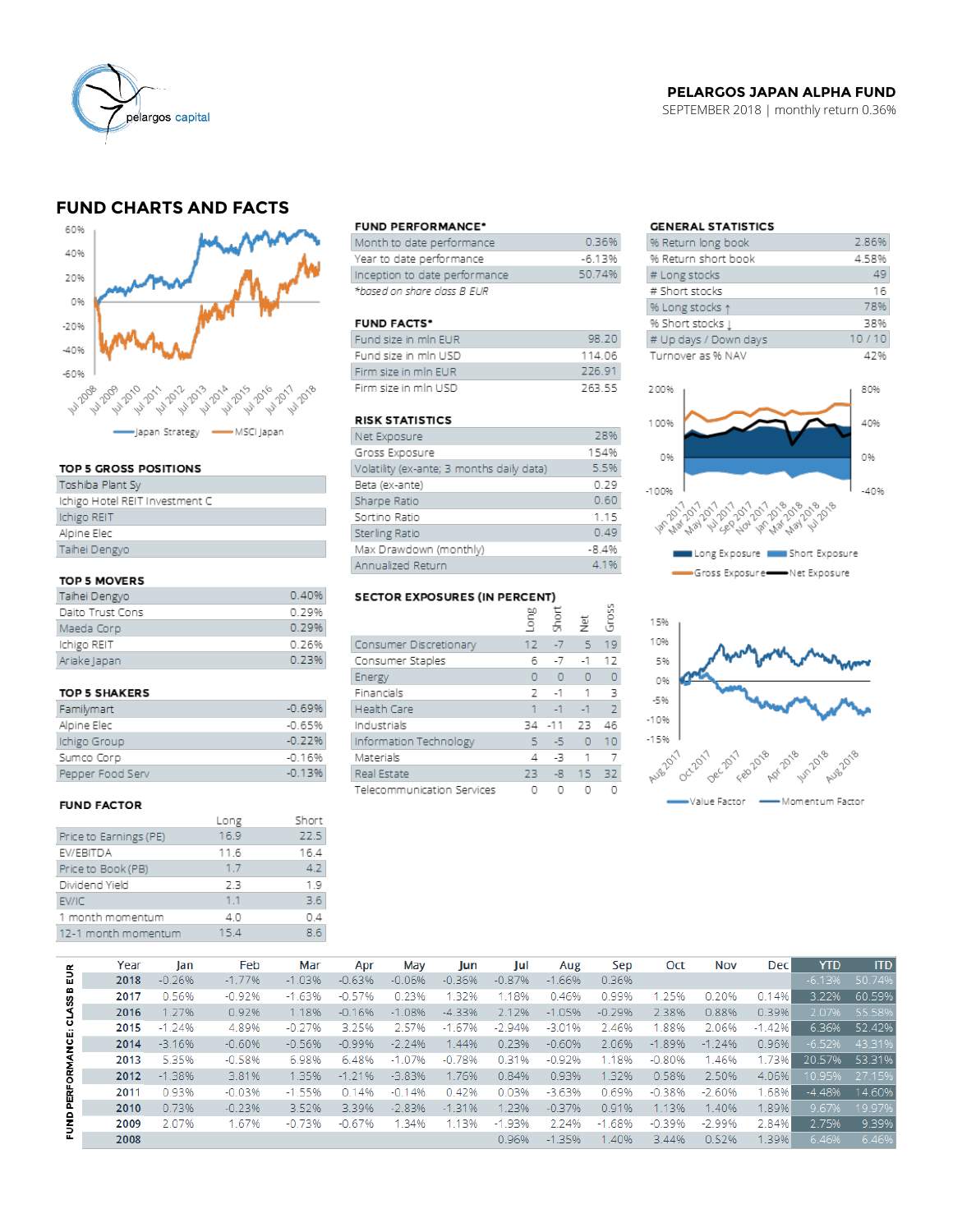**PELARGOS JAPAN ALPHA FUND**
SEPTEMBER 2018 | monthly return 0.36%

## FUND CHARTS AND FACTS

Japan Strategy — MSCI Japan

### FUND PERFORMANCE*

| | |
|---|---|
| Month to date performance | 0.36% |
| Year to date performance | -6.13% |
| Inception to date performance | 50.74% |

*based on share class B EUR

### FUND FACTS*

| | |
|---|---|
| Fund size in mln EUR | 98.20 |
| Fund size in mln USD | 114.06 |
| Firm size in mln EUR | 226.91 |
| Firm size in mln USD | 263.55 |

### RISK STATISTICS

| | |
|---|---|
| Net Exposure | 28% |
| Gross Exposure | 154% |
| Volatility (ex-ante; 3 months daily data) | 5.5% |
| Beta (ex-ante) | 0.29 |
| Sharpe Ratio | 0.60 |
| Sortino Ratio | 1.15 |
| Sterling Ratio | 0.49 |
| Max Drawdown (monthly) | -8.4% |
| Annualized Return | 4.1% |

### GENERAL STATISTICS

| | |
|---|---|
| % Return long book | 2.86% |
| % Return short book | 4.58% |
| # Long stocks | 49 |
| # Short stocks | 16 |
| % Long stocks ↑ | 78% |
| % Short stocks ↓ | 38% |
| # Up days / Down days | 10 / 10 |
| Turnover as % NAV | 42% |

Long Exposure — Short Exposure — Gross Exposure — Net Exposure

### TOP 5 GROSS POSITIONS

- Toshiba Plant Sy
- Ichigo Hotel REIT Investment C
- Ichigo REIT
- Alpine Elec
- Taihei Dengyo

### TOP 5 MOVERS

| | |
|---|---|
| Taihei Dengyo | 0.40% |
| Daito Trust Cons | 0.29% |
| Maeda Corp | 0.29% |
| Ichigo REIT | 0.26% |
| Ariake Japan | 0.23% |

### TOP 5 SHAKERS

| | |
|---|---|
| Familymart | -0.69% |
| Alpine Elec | -0.65% |
| Ichigo Group | -0.22% |
| Sumco Corp | -0.16% |
| Pepper Food Serv | -0.13% |

### SECTOR EXPOSURES (IN PERCENT)

| | Long | Short | Net | Gross |
|---|---|---|---|---|
| Consumer Discretionary | 12 | -7 | 5 | 19 |
| Consumer Staples | 6 | -7 | -1 | 12 |
| Energy | 0 | 0 | 0 | 0 |
| Financials | 2 | -1 | 1 | 3 |
| Health Care | 1 | -1 | -1 | 2 |
| Industrials | 34 | -11 | 23 | 46 |
| Information Technology | 5 | -5 | 0 | 10 |
| Materials | 4 | -3 | 1 | 7 |
| Real Estate | 23 | -8 | 15 | 32 |
| Telecommunication Services | 0 | 0 | 0 | 0 |

Value Factor — Momentum Factor

### FUND FACTOR

| | Long | Short |
|---|---|---|
| Price to Earnings (PE) | 16.9 | 22.5 |
| EV/EBITDA | 11.6 | 16.4 |
| Price to Book (PB) | 1.7 | 4.2 |
| Dividend Yield | 2.3 | 1.9 |
| EV/IC | 1.1 | 3.6 |
| 1 month momentum | 4.0 | 0.4 |
| 12-1 month momentum | 15.4 | 8.6 |

### FUND PERFORMANCE: CLASS B EUR

| Year | Jan | Feb | Mar | Apr | May | Jun | Jul | Aug | Sep | Oct | Nov | Dec | YTD | ITD |
|---|---|---|---|---|---|---|---|---|---|---|---|---|---|---|
| 2018 | -0.26% | -1.77% | -1.03% | -0.63% | -0.06% | -0.36% | -0.87% | -1.66% | 0.36% | | | | -6.13% | 50.74% |
| 2017 | 0.56% | -0.92% | -1.63% | -0.57% | 0.23% | 1.32% | 1.18% | 0.46% | 0.99% | 1.25% | 0.20% | 0.14% | 3.22% | 60.59% |
| 2016 | 1.27% | 0.92% | 1.18% | -0.16% | -1.08% | -4.33% | 2.12% | -1.05% | -0.29% | 2.38% | 0.88% | 0.39% | 2.07% | 55.58% |
| 2015 | -1.24% | 4.89% | -0.27% | 3.25% | 2.57% | -1.67% | -2.94% | -3.01% | 2.46% | 1.88% | 2.06% | -1.42% | 6.36% | 52.42% |
| 2014 | -3.16% | -0.60% | -0.56% | -0.99% | -2.24% | 1.44% | 0.23% | -0.60% | 2.06% | -1.89% | -1.24% | 0.96% | -6.52% | 43.31% |
| 2013 | 5.35% | -0.58% | 6.98% | 6.48% | -1.07% | -0.78% | 0.31% | -0.92% | 1.18% | -0.80% | 1.46% | 1.73% | 20.57% | 53.31% |
| 2012 | -1.38% | 3.81% | 1.35% | -1.21% | -3.83% | 1.76% | 0.84% | 0.93% | 1.32% | 0.58% | 2.50% | 4.06% | 10.95% | 27.15% |
| 2011 | 0.93% | -0.03% | -1.55% | 0.14% | -0.14% | 0.42% | 0.03% | -3.63% | 0.69% | -0.38% | -2.60% | 1.68% | -4.48% | 14.60% |
| 2010 | 0.73% | -0.23% | 3.52% | 3.39% | -2.83% | -1.31% | 1.23% | -0.37% | 0.91% | 1.13% | 1.40% | 1.89% | 9.67% | 19.97% |
| 2009 | 2.07% | 1.67% | -0.73% | -0.67% | 1.34% | 1.13% | -1.93% | 2.24% | -1.68% | -0.39% | -2.99% | 2.84% | 2.75% | 9.39% |
| 2008 | | | | | | | 0.96% | -1.35% | 1.40% | 3.44% | 0.52% | 1.39% | 6.46% | 6.46% |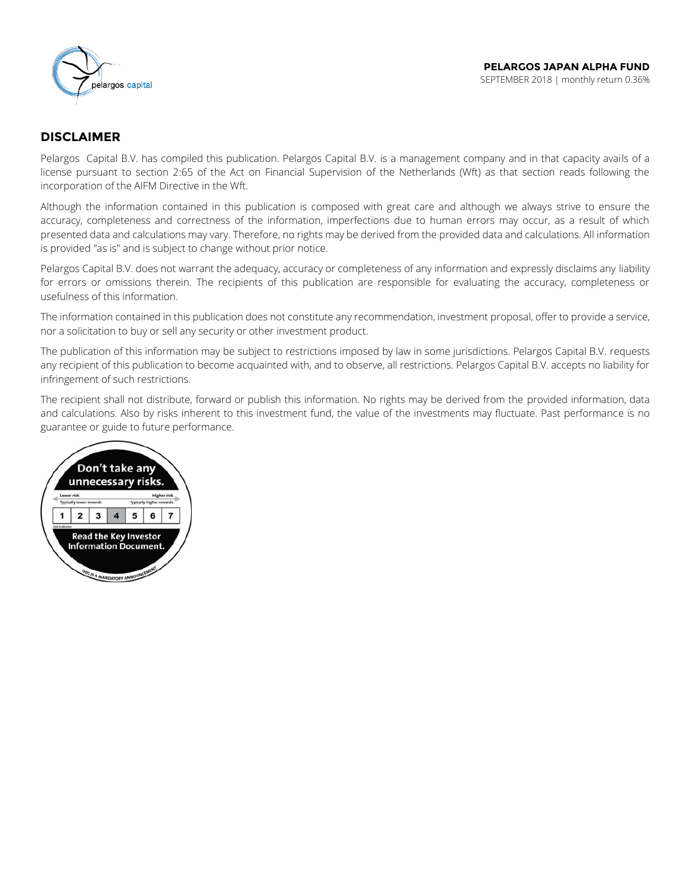**PELARGOS JAPAN ALPHA FUND**
SEPTEMBER 2018 | monthly return 0.36%

## DISCLAIMER

Pelargos Capital B.V. has compiled this publication. Pelargos Capital B.V. is a management company and in that capacity avails of a license pursuant to section 2:65 of the Act on Financial Supervision of the Netherlands (Wft) as that section reads following the incorporation of the AIFM Directive in the Wft.

Although the information contained in this publication is composed with great care and although we always strive to ensure the accuracy, completeness and correctness of the information, imperfections due to human errors may occur, as a result of which presented data and calculations may vary. Therefore, no rights may be derived from the provided data and calculations. All information is provided "as is" and is subject to change without prior notice.

Pelargos Capital B.V. does not warrant the adequacy, accuracy or completeness of any information and expressly disclaims any liability for errors or omissions therein. The recipients of this publication are responsible for evaluating the accuracy, completeness or usefulness of this information.

The information contained in this publication does not constitute any recommendation, investment proposal, offer to provide a service, nor a solicitation to buy or sell any security or other investment product.

The publication of this information may be subject to restrictions imposed by law in some jurisdictions. Pelargos Capital B.V. requests any recipient of this publication to become acquainted with, and to observe, all restrictions. Pelargos Capital B.V. accepts no liability for infringement of such restrictions.

The recipient shall not distribute, forward or publish this information. No rights may be derived from the provided information, data and calculations. Also by risks inherent to this investment fund, the value of the investments may fluctuate. Past performance is no guarantee or guide to future performance.

Don't take any unnecessary risks.

Lower risk — Higher risk
Typically lower rewards — Typically higher rewards

1 2 3 4 5 6 7

risk indicator

Read the Key Investor Information Document.

THIS IS A MANDATORY ANNOUNCEMENT